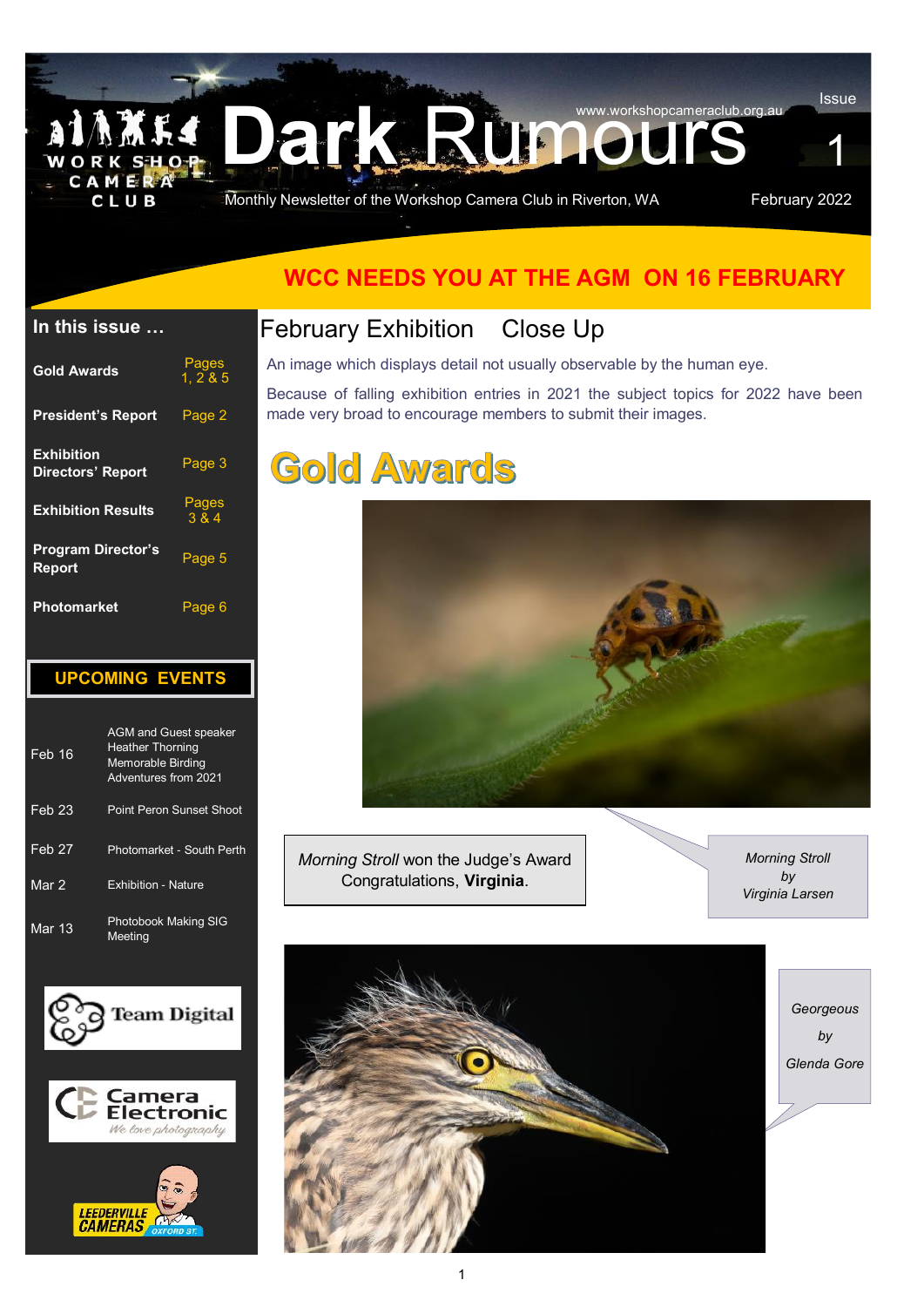# Dark Rumours

WORK SHOP CAMERA CLUB

www.workshopcameraclub.org.au

Issue 1

Monthly Newsletter of the Workshop Camera Club in Riverton, WA

February 2022

**WCC NEEDS YOU AT THE AGM ON 16 FEBRUARY**

## In this issue …

| | |
|---|---|
| **Gold Awards** | Pages 1, 2 & 5 |
| **President's Report** | Page 2 |
| **Exhibition Directors' Report** | Page 3 |
| **Exhibition Results** | Pages 3 & 4 |
| **Program Director's Report** | Page 5 |
| **Photomarket** | Page 6 |

## UPCOMING EVENTS

| | |
|---|---|
| Feb 16 | AGM and Guest speaker Heather Thorning Memorable Birding Adventures from 2021 |
| Feb 23 | Point Peron Sunset Shoot |
| Feb 27 | Photomarket - South Perth |
| Mar 2 | Exhibition - Nature |
| Mar 13 | Photobook Making SIG Meeting |

Team Digital

Camera Electronic — We love photography

Leederville Cameras — Oxford St.

## February Exhibition Close Up

An image which displays detail not usually observable by the human eye.

Because of falling exhibition entries in 2021 the subject topics for 2022 have been made very broad to encourage members to submit their images.

## Gold Awards

*Morning Stroll* won the Judge's Award Congratulations, **Virginia**.

*Morning Stroll by Virginia Larsen*

*Georgeous by Glenda Gore*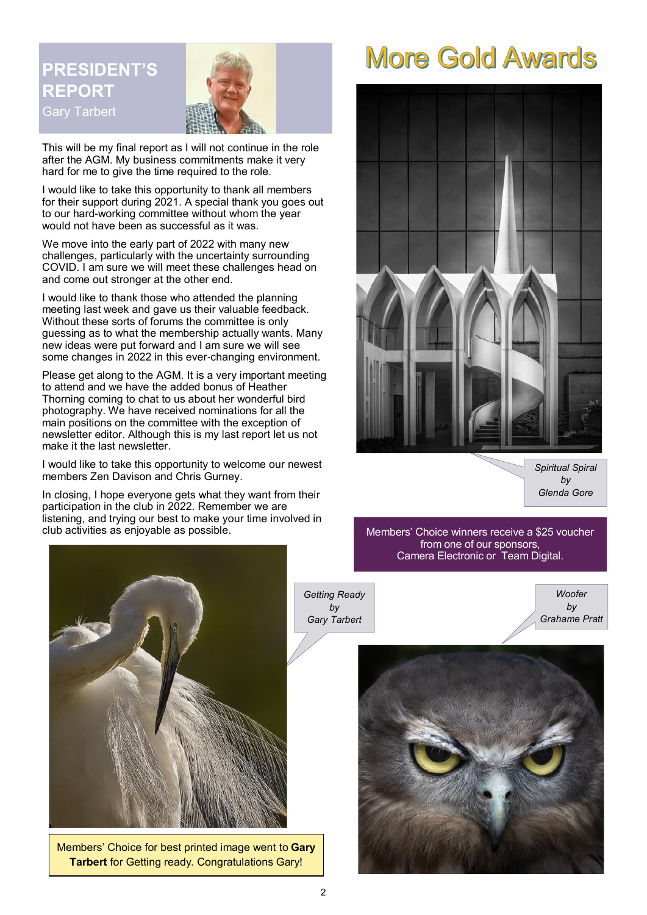## PRESIDENT'S REPORT

Gary Tarbert

This will be my final report as I will not continue in the role after the AGM. My business commitments make it very hard for me to give the time required to the role.

I would like to take this opportunity to thank all members for their support during 2021. A special thank you goes out to our hard-working committee without whom the year would not have been as successful as it was.

We move into the early part of 2022 with many new challenges, particularly with the uncertainty surrounding COVID. I am sure we will meet these challenges head on and come out stronger at the other end.

I would like to thank those who attended the planning meeting last week and gave us their valuable feedback. Without these sorts of forums the committee is only guessing as to what the membership actually wants. Many new ideas were put forward and I am sure we will see some changes in 2022 in this ever-changing environment.

Please get along to the AGM. It is a very important meeting to attend and we have the added bonus of Heather Thorning coming to chat to us about her wonderful bird photography. We have received nominations for all the main positions on the committee with the exception of newsletter editor. Although this is my last report let us not make it the last newsletter.

I would like to take this opportunity to welcome our newest members Zen Davison and Chris Gurney.

In closing, I hope everyone gets what they want from their participation in the club in 2022. Remember we are listening, and trying our best to make your time involved in club activities as enjoyable as possible.

*Getting Ready*
*by*
*Gary Tarbert*

Members' Choice for best printed image went to **Gary Tarbert** for Getting ready. Congratulations Gary!

# More Gold Awards

*Spiritual Spiral*
*by*
*Glenda Gore*

Members' Choice winners receive a $25 voucher from one of our sponsors, Camera Electronic or Team Digital.

*Woofer*
*by*
*Grahame Pratt*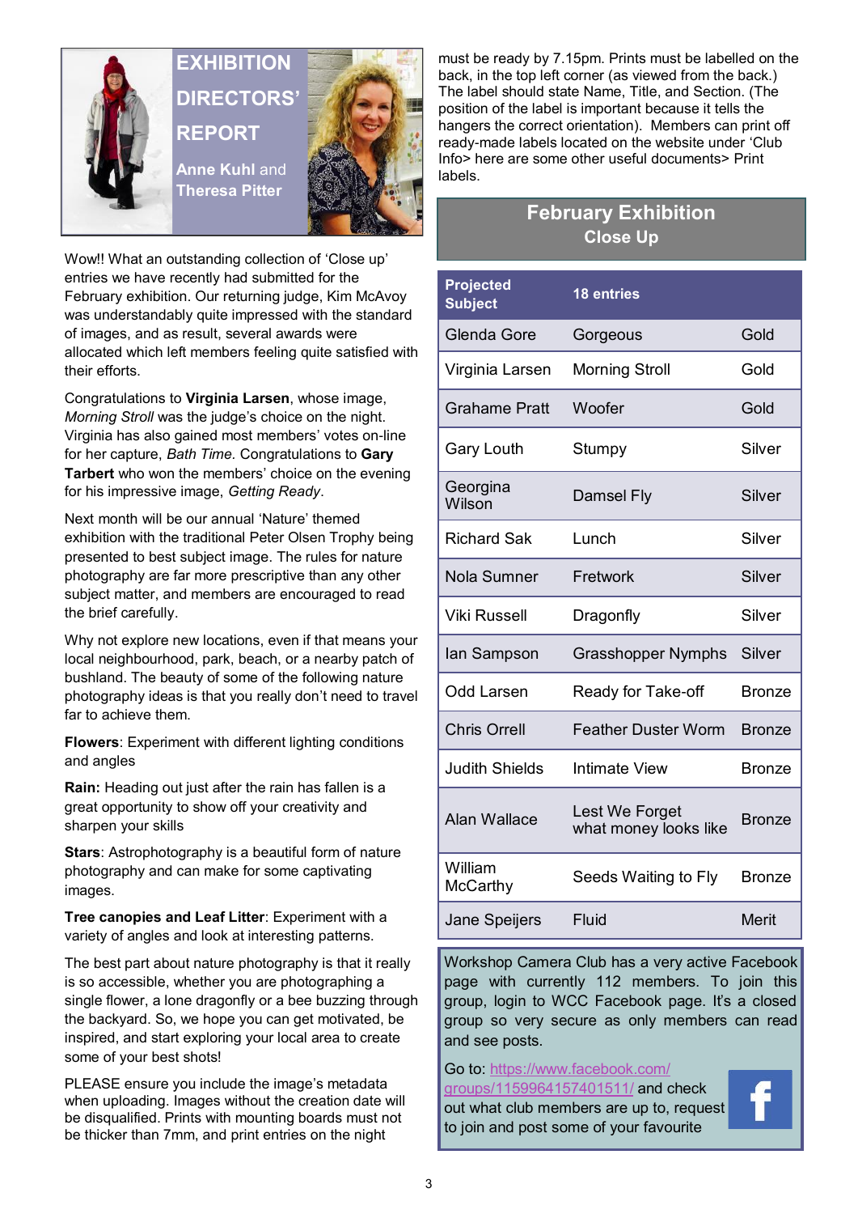# EXHIBITION DIRECTORS' REPORT

**Anne Kuhl and Theresa Pitter**

Wow!! What an outstanding collection of 'Close up' entries we have recently had submitted for the February exhibition. Our returning judge, Kim McAvoy was understandably quite impressed with the standard of images, and as result, several awards were allocated which left members feeling quite satisfied with their efforts.

Congratulations to **Virginia Larsen**, whose image, *Morning Stroll* was the judge's choice on the night. Virginia has also gained most members' votes on-line for her capture, *Bath Time*. Congratulations to **Gary Tarbert** who won the members' choice on the evening for his impressive image, *Getting Ready*.

Next month will be our annual 'Nature' themed exhibition with the traditional Peter Olsen Trophy being presented to best subject image. The rules for nature photography are far more prescriptive than any other subject matter, and members are encouraged to read the brief carefully.

Why not explore new locations, even if that means your local neighbourhood, park, beach, or a nearby patch of bushland. The beauty of some of the following nature photography ideas is that you really don't need to travel far to achieve them.

**Flowers**: Experiment with different lighting conditions and angles

**Rain:** Heading out just after the rain has fallen is a great opportunity to show off your creativity and sharpen your skills

**Stars**: Astrophotography is a beautiful form of nature photography and can make for some captivating images.

**Tree canopies and Leaf Litter**: Experiment with a variety of angles and look at interesting patterns.

The best part about nature photography is that it really is so accessible, whether you are photographing a single flower, a lone dragonfly or a bee buzzing through the backyard. So, we hope you can get motivated, be inspired, and start exploring your local area to create some of your best shots!

PLEASE ensure you include the image's metadata when uploading. Images without the creation date will be disqualified. Prints with mounting boards must not be thicker than 7mm, and print entries on the night must be ready by 7.15pm. Prints must be labelled on the back, in the top left corner (as viewed from the back.) The label should state Name, Title, and Section. (The position of the label is important because it tells the hangers the correct orientation). Members can print off ready-made labels located on the website under 'Club Info> here are some other useful documents> Print labels.

## February Exhibition
### Close Up

| Projected Subject | 18 entries | |
|---|---|---|
| Glenda Gore | Gorgeous | Gold |
| Virginia Larsen | Morning Stroll | Gold |
| Grahame Pratt | Woofer | Gold |
| Gary Louth | Stumpy | Silver |
| Georgina Wilson | Damsel Fly | Silver |
| Richard Sak | Lunch | Silver |
| Nola Sumner | Fretwork | Silver |
| Viki Russell | Dragonfly | Silver |
| Ian Sampson | Grasshopper Nymphs | Silver |
| Odd Larsen | Ready for Take-off | Bronze |
| Chris Orrell | Feather Duster Worm | Bronze |
| Judith Shields | Intimate View | Bronze |
| Alan Wallace | Lest We Forget what money looks like | Bronze |
| William McCarthy | Seeds Waiting to Fly | Bronze |
| Jane Speijers | Fluid | Merit |

Workshop Camera Club has a very active Facebook page with currently 112 members. To join this group, login to WCC Facebook page. It's a closed group so very secure as only members can read and see posts.

Go to: https://www.facebook.com/groups/1159964157401511/ and check out what club members are up to, request to join and post some of your favourite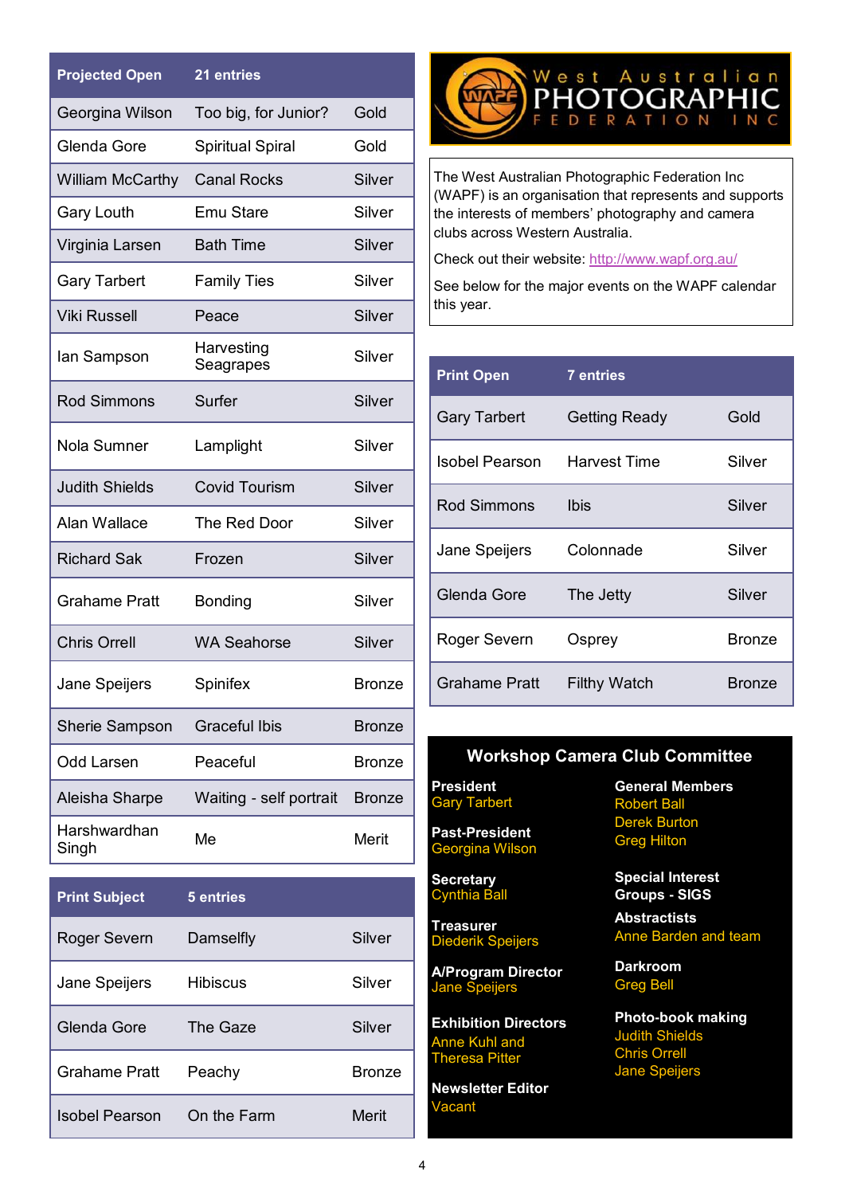| Projected Open | 21 entries | |
|---|---|---|
| Georgina Wilson | Too big, for Junior? | Gold |
| Glenda Gore | Spiritual Spiral | Gold |
| William McCarthy | Canal Rocks | Silver |
| Gary Louth | Emu Stare | Silver |
| Virginia Larsen | Bath Time | Silver |
| Gary Tarbert | Family Ties | Silver |
| Viki Russell | Peace | Silver |
| Ian Sampson | Harvesting Seagrapes | Silver |
| Rod Simmons | Surfer | Silver |
| Nola Sumner | Lamplight | Silver |
| Judith Shields | Covid Tourism | Silver |
| Alan Wallace | The Red Door | Silver |
| Richard Sak | Frozen | Silver |
| Grahame Pratt | Bonding | Silver |
| Chris Orrell | WA Seahorse | Silver |
| Jane Speijers | Spinifex | Bronze |
| Sherie Sampson | Graceful Ibis | Bronze |
| Odd Larsen | Peaceful | Bronze |
| Aleisha Sharpe | Waiting - self portrait | Bronze |
| Harshwardhan Singh | Me | Merit |

| Print Subject | 5 entries | |
|---|---|---|
| Roger Severn | Damselfly | Silver |
| Jane Speijers | Hibiscus | Silver |
| Glenda Gore | The Gaze | Silver |
| Grahame Pratt | Peachy | Bronze |
| Isobel Pearson | On the Farm | Merit |

West Australian PHOTOGRAPHIC FEDERATION INC

The West Australian Photographic Federation Inc (WAPF) is an organisation that represents and supports the interests of members' photography and camera clubs across Western Australia.

Check out their website: http://www.wapf.org.au/

See below for the major events on the WAPF calendar this year.

| Print Open | 7 entries | |
|---|---|---|
| Gary Tarbert | Getting Ready | Gold |
| Isobel Pearson | Harvest Time | Silver |
| Rod Simmons | Ibis | Silver |
| Jane Speijers | Colonnade | Silver |
| Glenda Gore | The Jetty | Silver |
| Roger Severn | Osprey | Bronze |
| Grahame Pratt | Filthy Watch | Bronze |

## Workshop Camera Club Committee

**President**
Gary Tarbert

**Past-President**
Georgina Wilson

**Secretary**
Cynthia Ball

**Treasurer**
Diederik Speijers

**A/Program Director**
Jane Speijers

**Exhibition Directors**
Anne Kuhl and
Theresa Pitter

**Newsletter Editor**
Vacant

**General Members**
Robert Ball
Derek Burton
Greg Hilton

**Special Interest Groups - SIGS**

**Abstractists**
Anne Barden and team

**Darkroom**
Greg Bell

**Photo-book making**
Judith Shields
Chris Orrell
Jane Speijers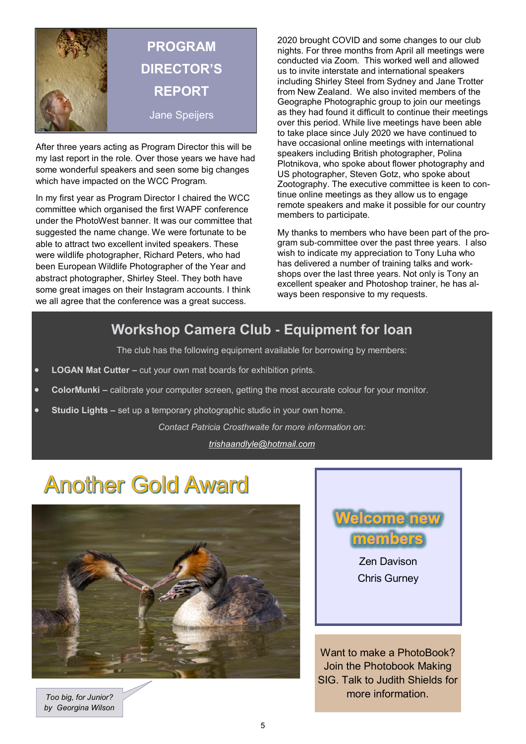## PROGRAM DIRECTOR'S REPORT

Jane Speijers

After three years acting as Program Director this will be my last report in the role. Over those years we have had some wonderful speakers and seen some big changes which have impacted on the WCC Program.

In my first year as Program Director I chaired the WCC committee which organised the first WAPF conference under the PhotoWest banner. It was our committee that suggested the name change. We were fortunate to be able to attract two excellent invited speakers. These were wildlife photographer, Richard Peters, who had been European Wildlife Photographer of the Year and abstract photographer, Shirley Steel. They both have some great images on their Instagram accounts. I think we all agree that the conference was a great success.

2020 brought COVID and some changes to our club nights. For three months from April all meetings were conducted via Zoom. This worked well and allowed us to invite interstate and international speakers including Shirley Steel from Sydney and Jane Trotter from New Zealand. We also invited members of the Geographe Photographic group to join our meetings as they had found it difficult to continue their meetings over this period. While live meetings have been able to take place since July 2020 we have continued to have occasional online meetings with international speakers including British photographer, Polina Plotnikova, who spoke about flower photography and US photographer, Steven Gotz, who spoke about Zootography. The executive committee is keen to continue online meetings as they allow us to engage remote speakers and make it possible for our country members to participate.

My thanks to members who have been part of the program sub-committee over the past three years. I also wish to indicate my appreciation to Tony Luha who has delivered a number of training talks and workshops over the last three years. Not only is Tony an excellent speaker and Photoshop trainer, he has always been responsive to my requests.

## Workshop Camera Club - Equipment for loan

The club has the following equipment available for borrowing by members:

- **LOGAN Mat Cutter –** cut your own mat boards for exhibition prints.
- **ColorMunki –** calibrate your computer screen, getting the most accurate colour for your monitor.
- **Studio Lights –** set up a temporary photographic studio in your own home.

*Contact Patricia Crosthwaite for more information on:*

*trishaandlyle@hotmail.com*

## Another Gold Award

*Too big, for Junior?*
*by Georgina Wilson*

## Welcome new members

Zen Davison
Chris Gurney

Want to make a PhotoBook? Join the Photobook Making SIG. Talk to Judith Shields for more information.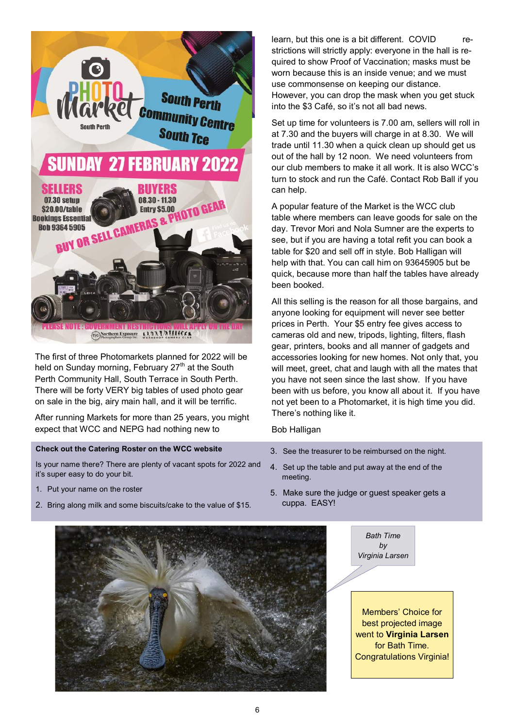The first of three Photomarkets planned for 2022 will be held on Sunday morning, February 27th at the South Perth Community Hall, South Terrace in South Perth. There will be forty VERY big tables of used photo gear on sale in the big, airy main hall, and it will be terrific.

After running Markets for more than 25 years, you might expect that WCC and NEPG had nothing new to learn, but this one is a bit different. COVID restrictions will strictly apply: everyone in the hall is required to show Proof of Vaccination; masks must be worn because this is an inside venue; and we must use commonsense on keeping our distance. However, you can drop the mask when you get stuck into the $3 Café, so it's not all bad news.

Set up time for volunteers is 7.00 am, sellers will roll in at 7.30 and the buyers will charge in at 8.30. We will trade until 11.30 when a quick clean up should get us out of the hall by 12 noon. We need volunteers from our club members to make it all work. It is also WCC's turn to stock and run the Café. Contact Rob Ball if you can help.

A popular feature of the Market is the WCC club table where members can leave goods for sale on the day. Trevor Mori and Nola Sumner are the experts to see, but if you are having a total refit you can book a table for $20 and sell off in style. Bob Halligan will help with that. You can call him on 93645905 but be quick, because more than half the tables have already been booked.

All this selling is the reason for all those bargains, and anyone looking for equipment will never see better prices in Perth. Your $5 entry fee gives access to cameras old and new, tripods, lighting, filters, flash gear, printers, books and all manner of gadgets and accessories looking for new homes. Not only that, you will meet, greet, chat and laugh with all the mates that you have not seen since the last show. If you have been with us before, you know all about it. If you have not yet been to a Photomarket, it is high time you did. There's nothing like it.

Bob Halligan

**Check out the Catering Roster on the WCC website**

Is your name there? There are plenty of vacant spots for 2022 and it's super easy to do your bit.

1. Put your name on the roster
2. Bring along milk and some biscuits/cake to the value of $15.
3. See the treasurer to be reimbursed on the night.
4. Set up the table and put away at the end of the meeting.
5. Make sure the judge or guest speaker gets a cuppa. EASY!

*Bath Time by Virginia Larsen*

Members' Choice for best projected image went to **Virginia Larsen** for Bath Time. Congratulations Virginia!